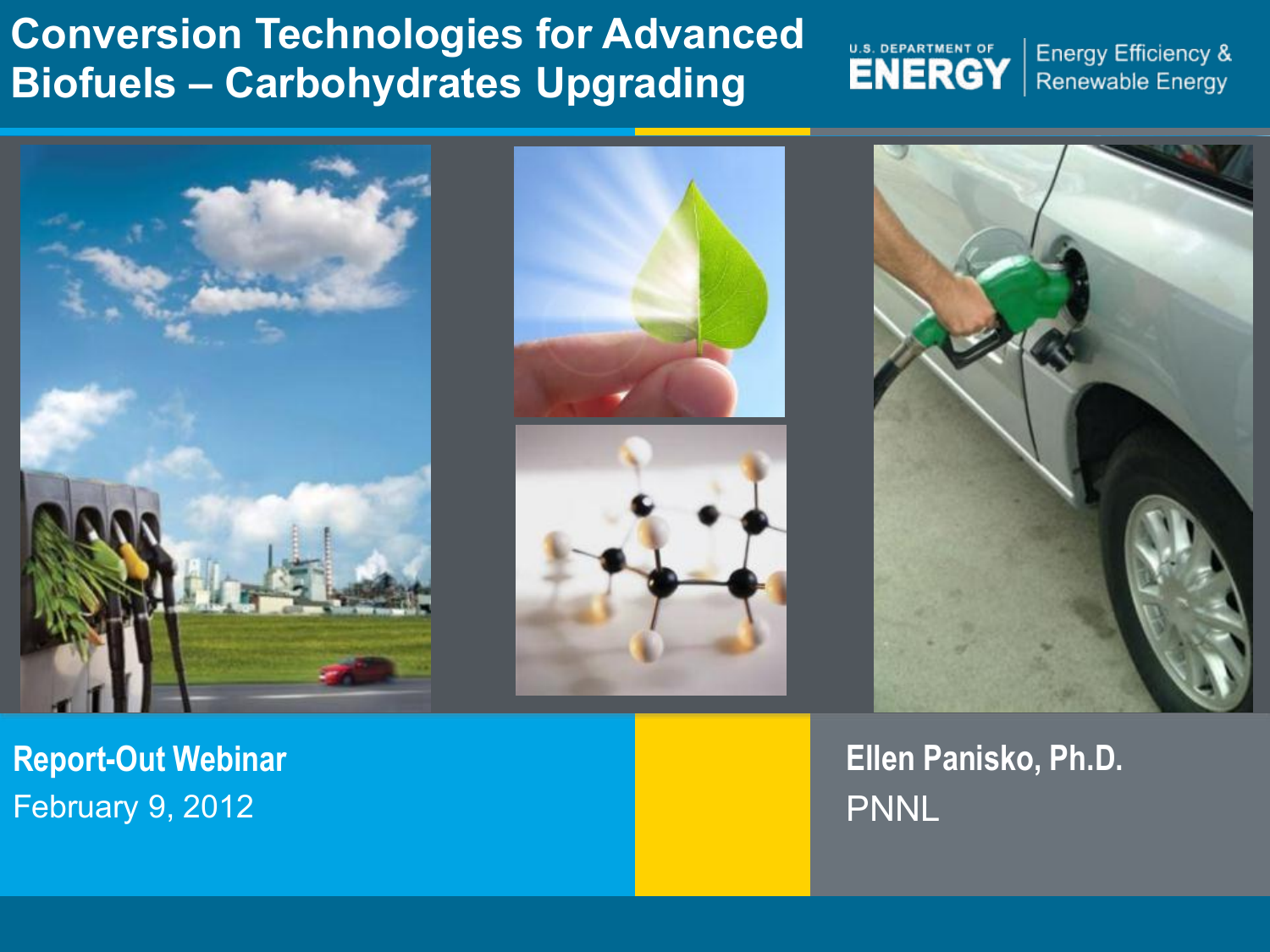# Conversion Technologies for Advanced Biofuels – Carbohydrates Upgrading

U.S. DEPARTMENT OF ENERGY | Energy Efficiency & Renewable Energy

**Report-Out Webinar**

February 9, 2012

**Ellen Panisko, Ph.D.**

PNNL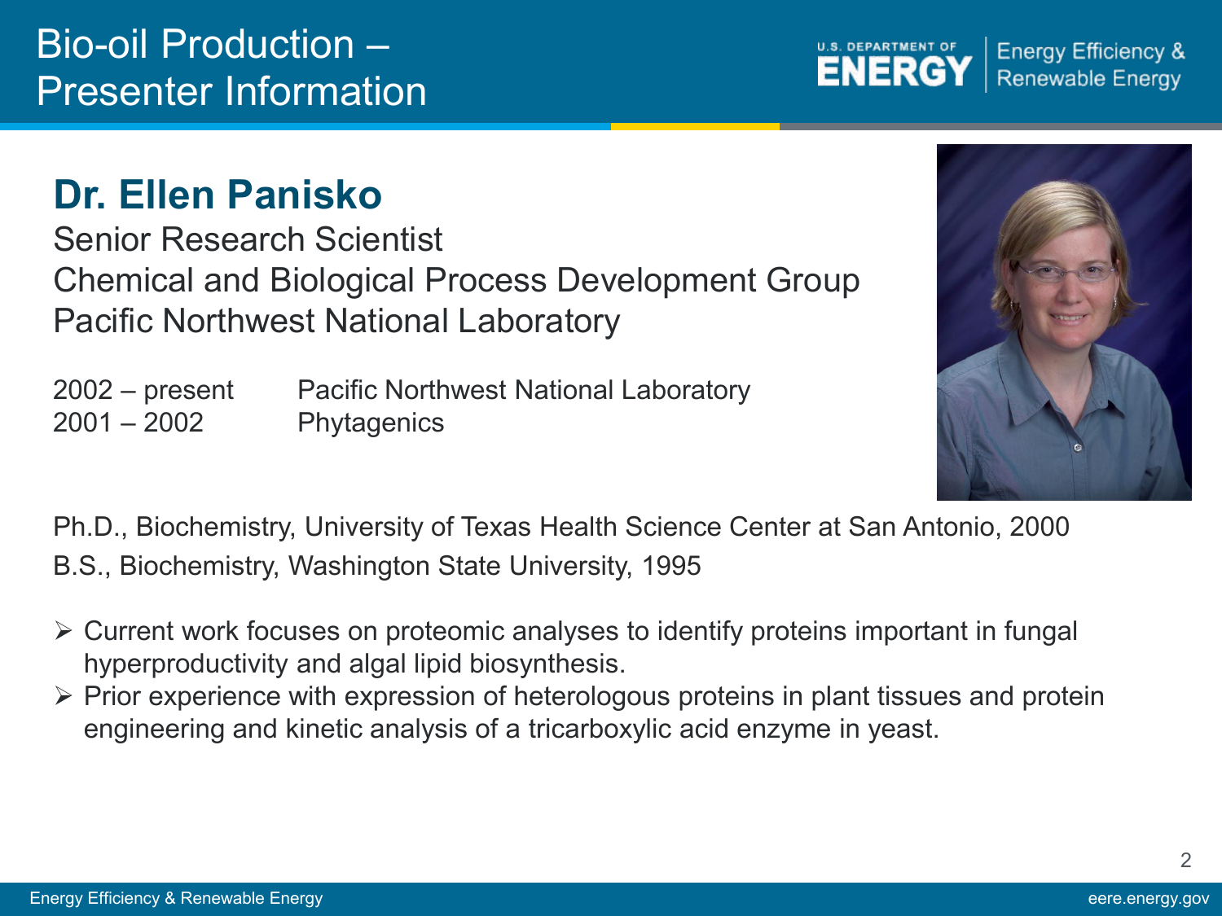# Bio-oil Production – Presenter Information

## Dr. Ellen Panisko

Senior Research Scientist
Chemical and Biological Process Development Group
Pacific Northwest National Laboratory

| | |
|---|---|
| 2002 – present | Pacific Northwest National Laboratory |
| 2001 – 2002 | Phytagenics |

Ph.D., Biochemistry, University of Texas Health Science Center at San Antonio, 2000

B.S., Biochemistry, Washington State University, 1995

- Current work focuses on proteomic analyses to identify proteins important in fungal hyperproductivity and algal lipid biosynthesis.
- Prior experience with expression of heterologous proteins in plant tissues and protein engineering and kinetic analysis of a tricarboxylic acid enzyme in yeast.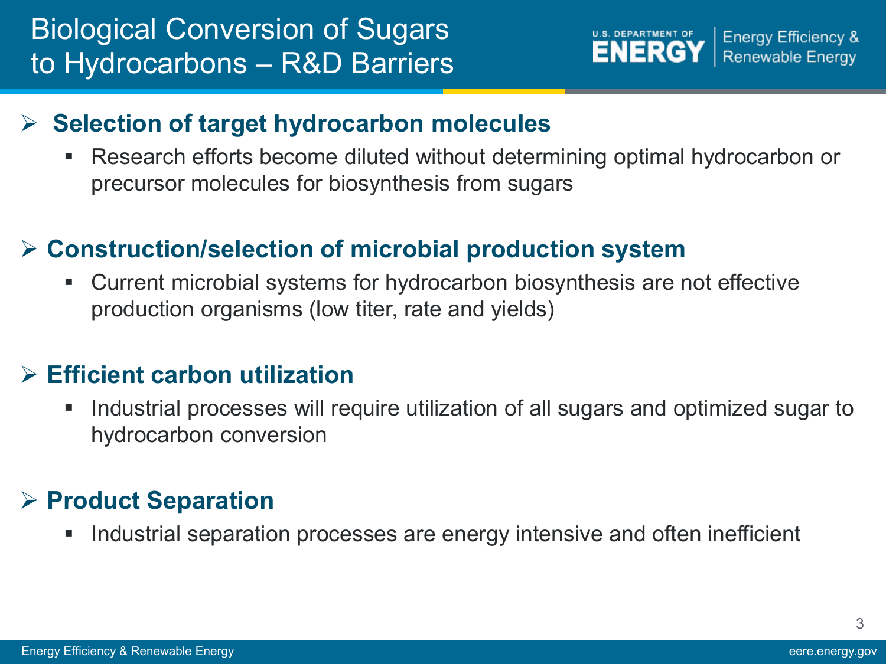# Biological Conversion of Sugars to Hydrocarbons – R&D Barriers

- **Selection of target hydrocarbon molecules**
  - Research efforts become diluted without determining optimal hydrocarbon or precursor molecules for biosynthesis from sugars

- **Construction/selection of microbial production system**
  - Current microbial systems for hydrocarbon biosynthesis are not effective production organisms (low titer, rate and yields)

- **Efficient carbon utilization**
  - Industrial processes will require utilization of all sugars and optimized sugar to hydrocarbon conversion

- **Product Separation**
  - Industrial separation processes are energy intensive and often inefficient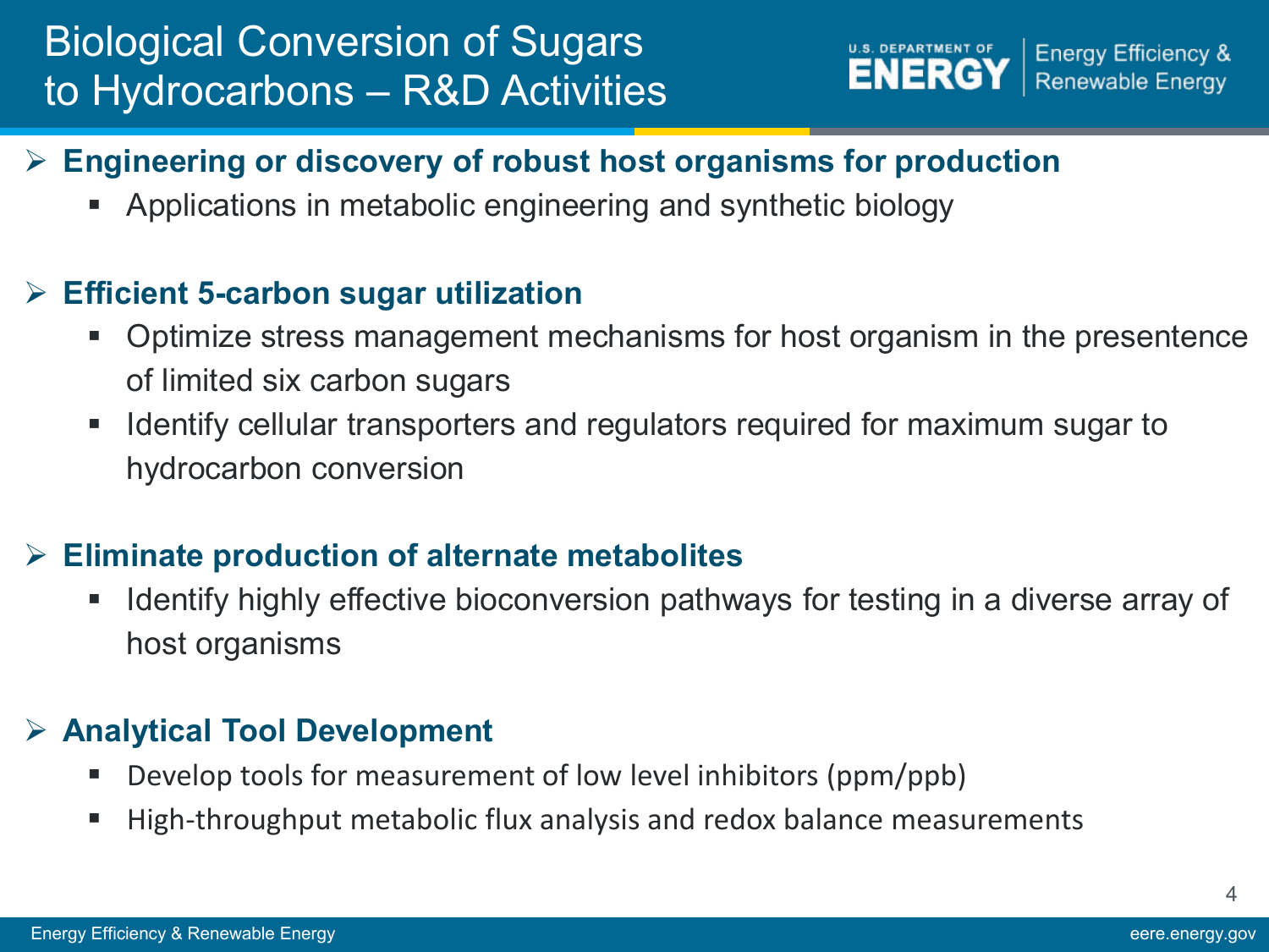# Biological Conversion of Sugars to Hydrocarbons – R&D Activities

- **Engineering or discovery of robust host organisms for production**
  - Applications in metabolic engineering and synthetic biology

- **Efficient 5-carbon sugar utilization**
  - Optimize stress management mechanisms for host organism in the presentence of limited six carbon sugars
  - Identify cellular transporters and regulators required for maximum sugar to hydrocarbon conversion

- **Eliminate production of alternate metabolites**
  - Identify highly effective bioconversion pathways for testing in a diverse array of host organisms

- **Analytical Tool Development**
  - Develop tools for measurement of low level inhibitors (ppm/ppb)
  - High-throughput metabolic flux analysis and redox balance measurements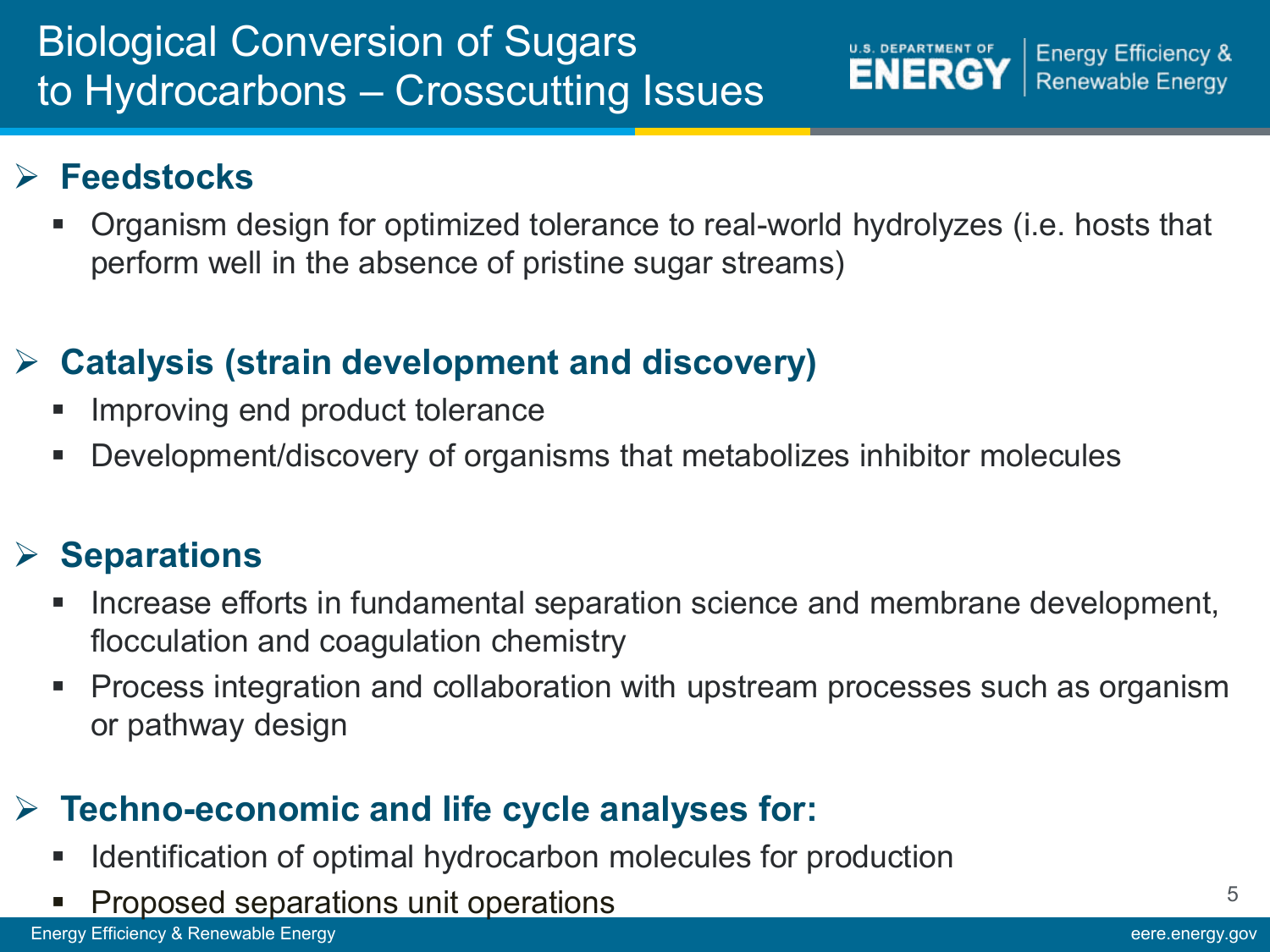# Biological Conversion of Sugars to Hydrocarbons – Crosscutting Issues

## Feedstocks

- Organism design for optimized tolerance to real-world hydrolyzes (i.e. hosts that perform well in the absence of pristine sugar streams)

## Catalysis (strain development and discovery)

- Improving end product tolerance
- Development/discovery of organisms that metabolizes inhibitor molecules

## Separations

- Increase efforts in fundamental separation science and membrane development, flocculation and coagulation chemistry
- Process integration and collaboration with upstream processes such as organism or pathway design

## Techno-economic and life cycle analyses for:

- Identification of optimal hydrocarbon molecules for production
- Proposed separations unit operations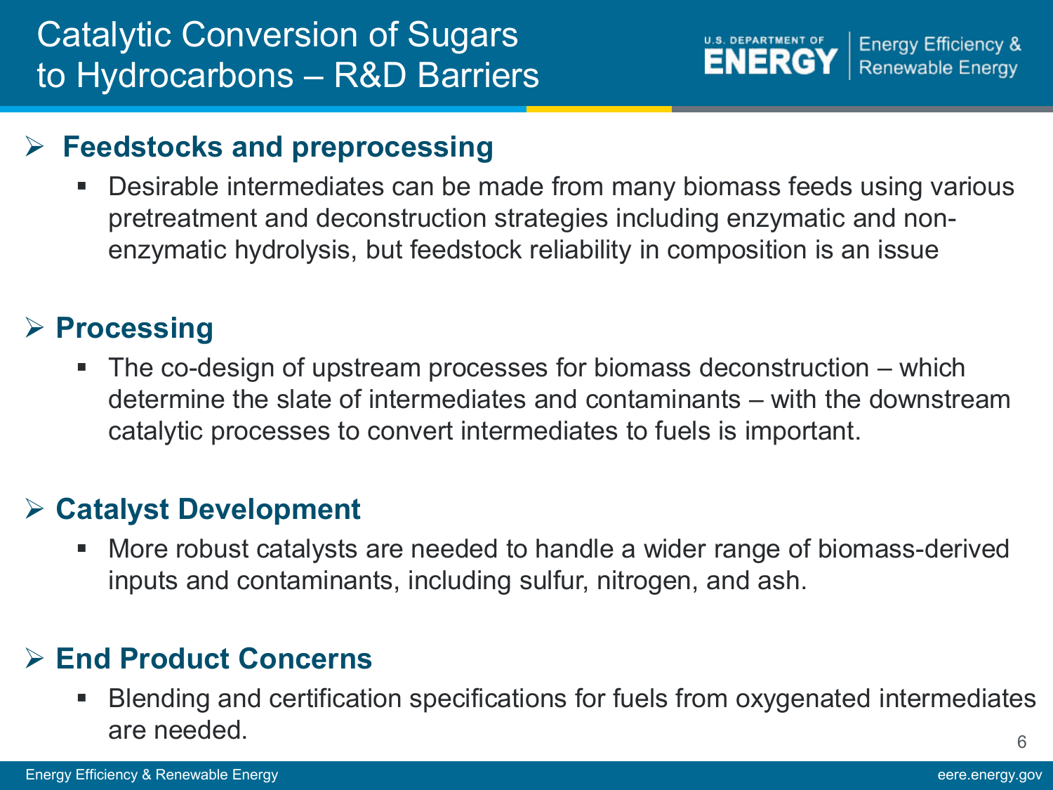# Catalytic Conversion of Sugars to Hydrocarbons – R&D Barriers

## Feedstocks and preprocessing

- Desirable intermediates can be made from many biomass feeds using various pretreatment and deconstruction strategies including enzymatic and non-enzymatic hydrolysis, but feedstock reliability in composition is an issue

## Processing

- The co-design of upstream processes for biomass deconstruction – which determine the slate of intermediates and contaminants – with the downstream catalytic processes to convert intermediates to fuels is important.

## Catalyst Development

- More robust catalysts are needed to handle a wider range of biomass-derived inputs and contaminants, including sulfur, nitrogen, and ash.

## End Product Concerns

- Blending and certification specifications for fuels from oxygenated intermediates are needed.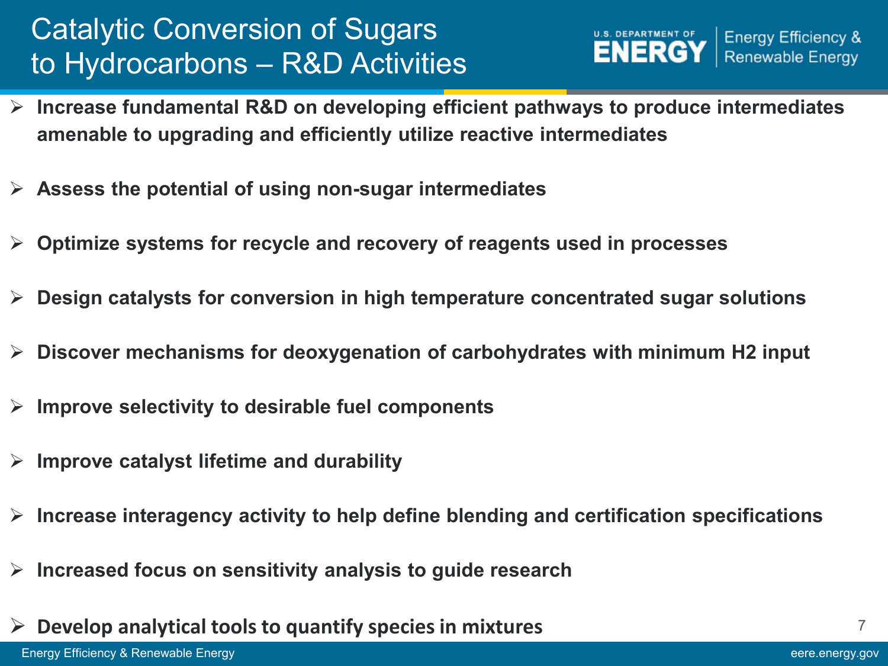# Catalytic Conversion of Sugars to Hydrocarbons – R&D Activities

- **Increase fundamental R&D on developing efficient pathways to produce intermediates amenable to upgrading and efficiently utilize reactive intermediates**
- **Assess the potential of using non-sugar intermediates**
- **Optimize systems for recycle and recovery of reagents used in processes**
- **Design catalysts for conversion in high temperature concentrated sugar solutions**
- **Discover mechanisms for deoxygenation of carbohydrates with minimum $H_2$ input**
- **Improve selectivity to desirable fuel components**
- **Improve catalyst lifetime and durability**
- **Increase interagency activity to help define blending and certification specifications**
- **Increased focus on sensitivity analysis to guide research**
- **Develop analytical tools to quantify species in mixtures**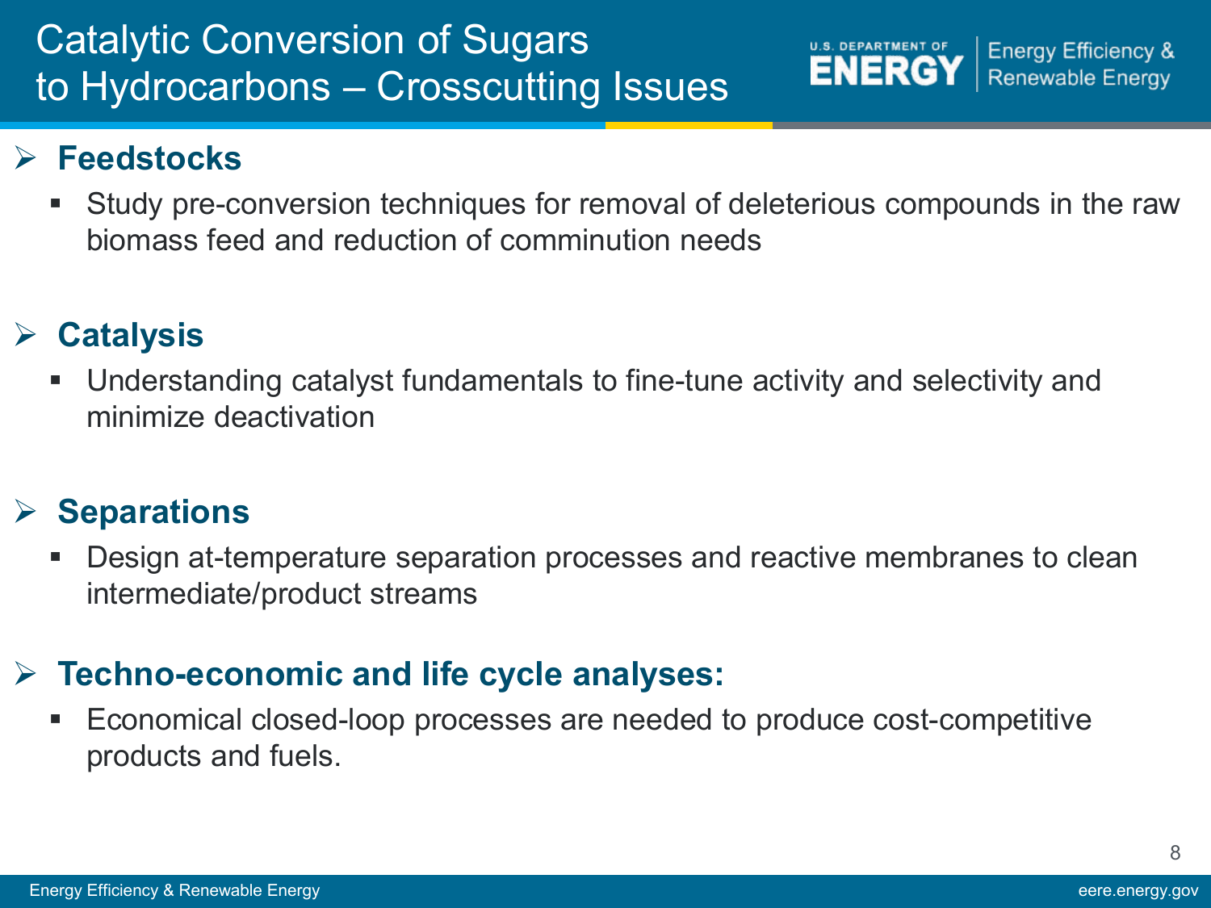# Catalytic Conversion of Sugars to Hydrocarbons – Crosscutting Issues

## Feedstocks

- Study pre-conversion techniques for removal of deleterious compounds in the raw biomass feed and reduction of comminution needs

## Catalysis

- Understanding catalyst fundamentals to fine-tune activity and selectivity and minimize deactivation

## Separations

- Design at-temperature separation processes and reactive membranes to clean intermediate/product streams

## Techno-economic and life cycle analyses:

- Economical closed-loop processes are needed to produce cost-competitive products and fuels.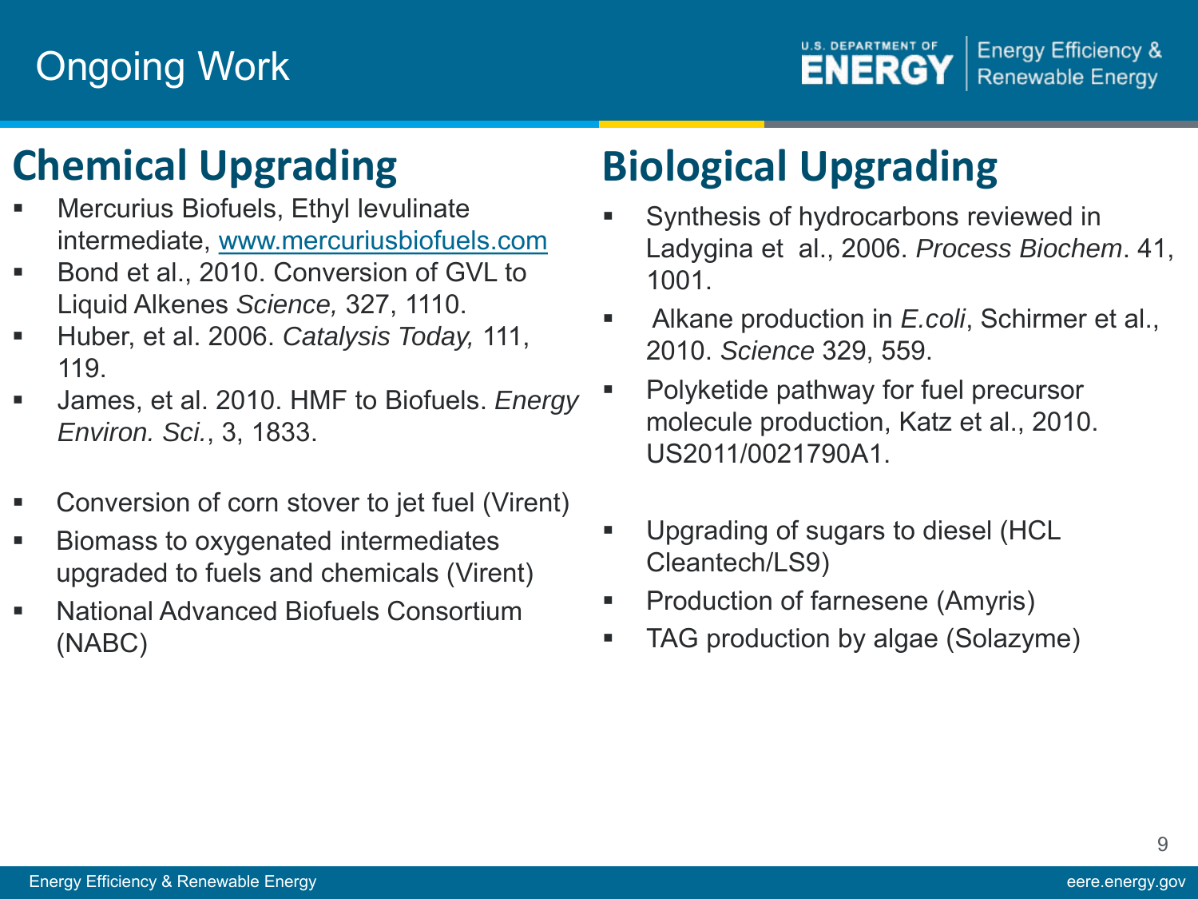# Ongoing Work

## Chemical Upgrading

- Mercurius Biofuels, Ethyl levulinate intermediate, www.mercuriusbiofuels.com
- Bond et al., 2010. Conversion of GVL to Liquid Alkenes *Science,* 327, 1110.
- Huber, et al. 2006. *Catalysis Today,* 111, 119.
- James, et al. 2010. HMF to Biofuels. *Energy Environ. Sci.*, 3, 1833.

- Conversion of corn stover to jet fuel (Virent)
- Biomass to oxygenated intermediates upgraded to fuels and chemicals (Virent)
- National Advanced Biofuels Consortium (NABC)

## Biological Upgrading

- Synthesis of hydrocarbons reviewed in Ladygina et al., 2006. *Process Biochem*. 41, 1001.
- Alkane production in *E.coli*, Schirmer et al., 2010. *Science* 329, 559.
- Polyketide pathway for fuel precursor molecule production, Katz et al., 2010. US2011/0021790A1.

- Upgrading of sugars to diesel (HCL Cleantech/LS9)
- Production of farnesene (Amyris)
- TAG production by algae (Solazyme)